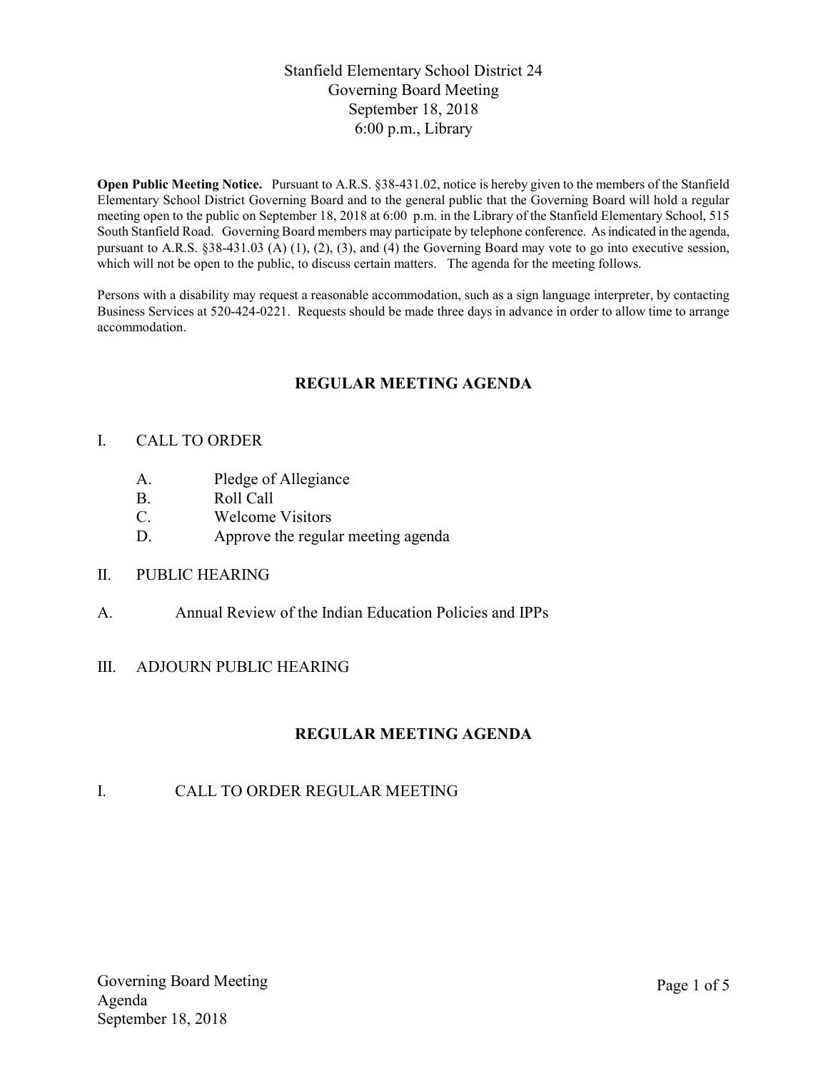# Stanfield Elementary School District 24
# Governing Board Meeting
# September 18, 2018
# 6:00 p.m., Library

**Open Public Meeting Notice.** Pursuant to A.R.S. §38-431.02, notice is hereby given to the members of the Stanfield Elementary School District Governing Board and to the general public that the Governing Board will hold a regular meeting open to the public on September 18, 2018 at 6:00 p.m. in the Library of the Stanfield Elementary School, 515 South Stanfield Road. Governing Board members may participate by telephone conference. As indicated in the agenda, pursuant to A.R.S. §38-431.03 (A) (1), (2), (3), and (4) the Governing Board may vote to go into executive session, which will not be open to the public, to discuss certain matters. The agenda for the meeting follows.

Persons with a disability may request a reasonable accommodation, such as a sign language interpreter, by contacting Business Services at 520-424-0221. Requests should be made three days in advance in order to allow time to arrange accommodation.

## REGULAR MEETING AGENDA

I. CALL TO ORDER

- A. Pledge of Allegiance
- B. Roll Call
- C. Welcome Visitors
- D. Approve the regular meeting agenda

II. PUBLIC HEARING

A. Annual Review of the Indian Education Policies and IPPs

III. ADJOURN PUBLIC HEARING

## REGULAR MEETING AGENDA

I. CALL TO ORDER REGULAR MEETING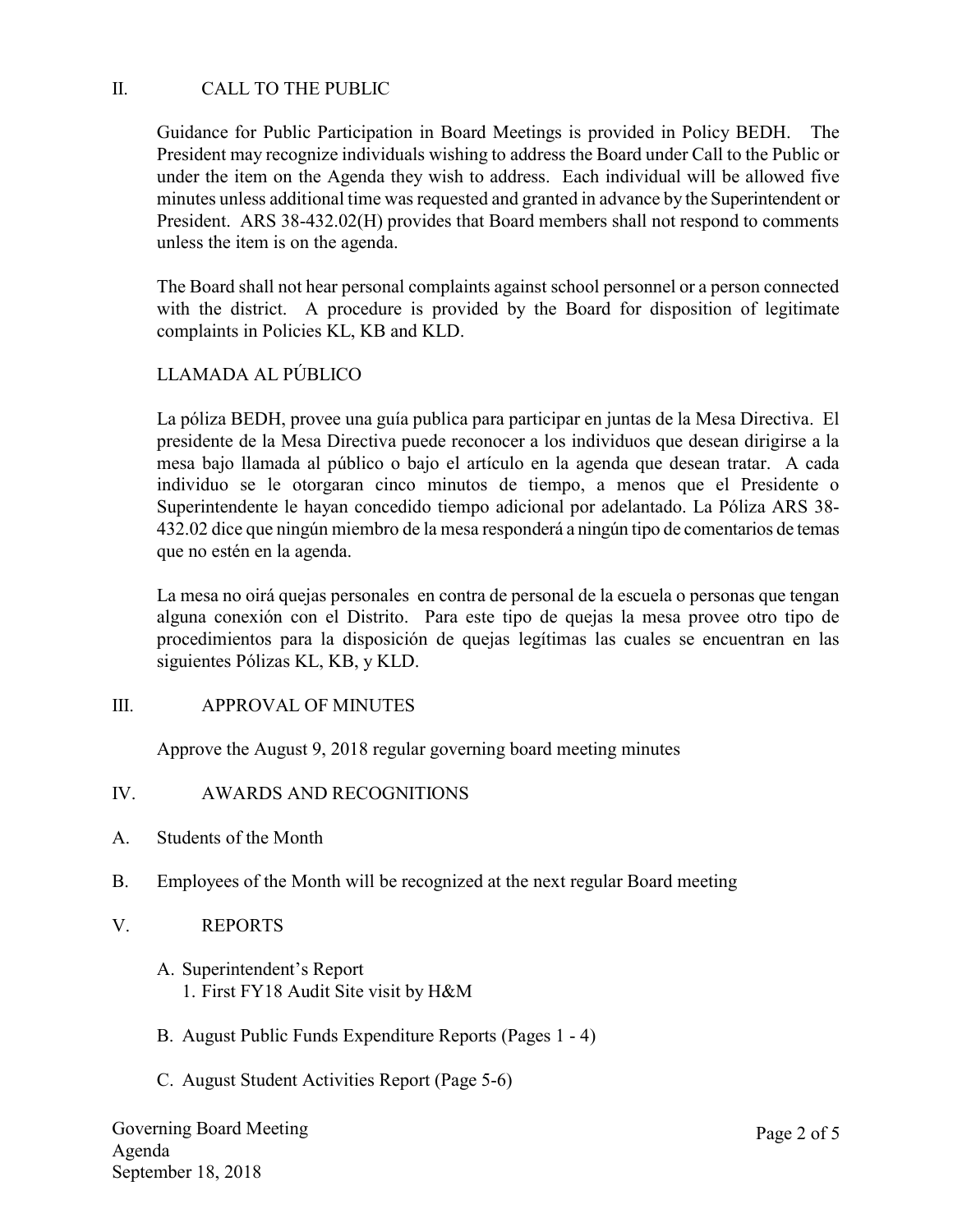## II. CALL TO THE PUBLIC

Guidance for Public Participation in Board Meetings is provided in Policy BEDH. The President may recognize individuals wishing to address the Board under Call to the Public or under the item on the Agenda they wish to address. Each individual will be allowed five minutes unless additional time was requested and granted in advance by the Superintendent or President. ARS 38-432.02(H) provides that Board members shall not respond to comments unless the item is on the agenda.

The Board shall not hear personal complaints against school personnel or a person connected with the district. A procedure is provided by the Board for disposition of legitimate complaints in Policies KL, KB and KLD.

### LLAMADA AL PÚBLICO

La póliza BEDH, provee una guía publica para participar en juntas de la Mesa Directiva. El presidente de la Mesa Directiva puede reconocer a los individuos que desean dirigirse a la mesa bajo llamada al público o bajo el artículo en la agenda que desean tratar. A cada individuo se le otorgaran cinco minutos de tiempo, a menos que el Presidente o Superintendente le hayan concedido tiempo adicional por adelantado. La Póliza ARS 38-432.02 dice que ningún miembro de la mesa responderá a ningún tipo de comentarios de temas que no estén en la agenda.

La mesa no oirá quejas personales en contra de personal de la escuela o personas que tengan alguna conexión con el Distrito. Para este tipo de quejas la mesa provee otro tipo de procedimientos para la disposición de quejas legítimas las cuales se encuentran en las siguientes Pólizas KL, KB, y KLD.

## III. APPROVAL OF MINUTES

Approve the August 9, 2018 regular governing board meeting minutes

## IV. AWARDS AND RECOGNITIONS

A. Students of the Month

B. Employees of the Month will be recognized at the next regular Board meeting

## V. REPORTS

A. Superintendent's Report
   1. First FY18 Audit Site visit by H&M

B. August Public Funds Expenditure Reports (Pages 1 - 4)

C. August Student Activities Report (Page 5-6)

Governing Board Meeting
Agenda
September 18, 2018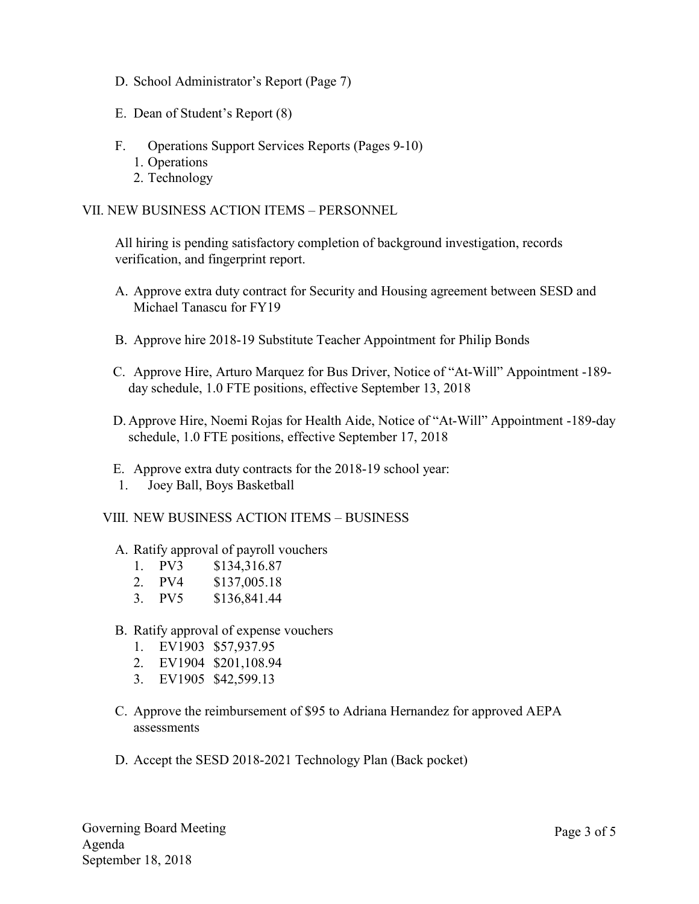D. School Administrator's Report (Page 7)

E. Dean of Student's Report (8)

F. Operations Support Services Reports (Pages 9-10)
   1. Operations
   2. Technology

## VII. NEW BUSINESS ACTION ITEMS – PERSONNEL

All hiring is pending satisfactory completion of background investigation, records verification, and fingerprint report.

A. Approve extra duty contract for Security and Housing agreement between SESD and Michael Tanascu for FY19

B. Approve hire 2018-19 Substitute Teacher Appointment for Philip Bonds

C. Approve Hire, Arturo Marquez for Bus Driver, Notice of "At-Will" Appointment -189-day schedule, 1.0 FTE positions, effective September 13, 2018

D. Approve Hire, Noemi Rojas for Health Aide, Notice of "At-Will" Appointment -189-day schedule, 1.0 FTE positions, effective September 17, 2018

E. Approve extra duty contracts for the 2018-19 school year:
   1. Joey Ball, Boys Basketball

## VIII. NEW BUSINESS ACTION ITEMS – BUSINESS

A. Ratify approval of payroll vouchers
   1. PV3 $134,316.87
   2. PV4 $137,005.18
   3. PV5 $136,841.44

B. Ratify approval of expense vouchers
   1. EV1903 $57,937.95
   2. EV1904 $201,108.94
   3. EV1905 $42,599.13

C. Approve the reimbursement of $95 to Adriana Hernandez for approved AEPA assessments

D. Accept the SESD 2018-2021 Technology Plan (Back pocket)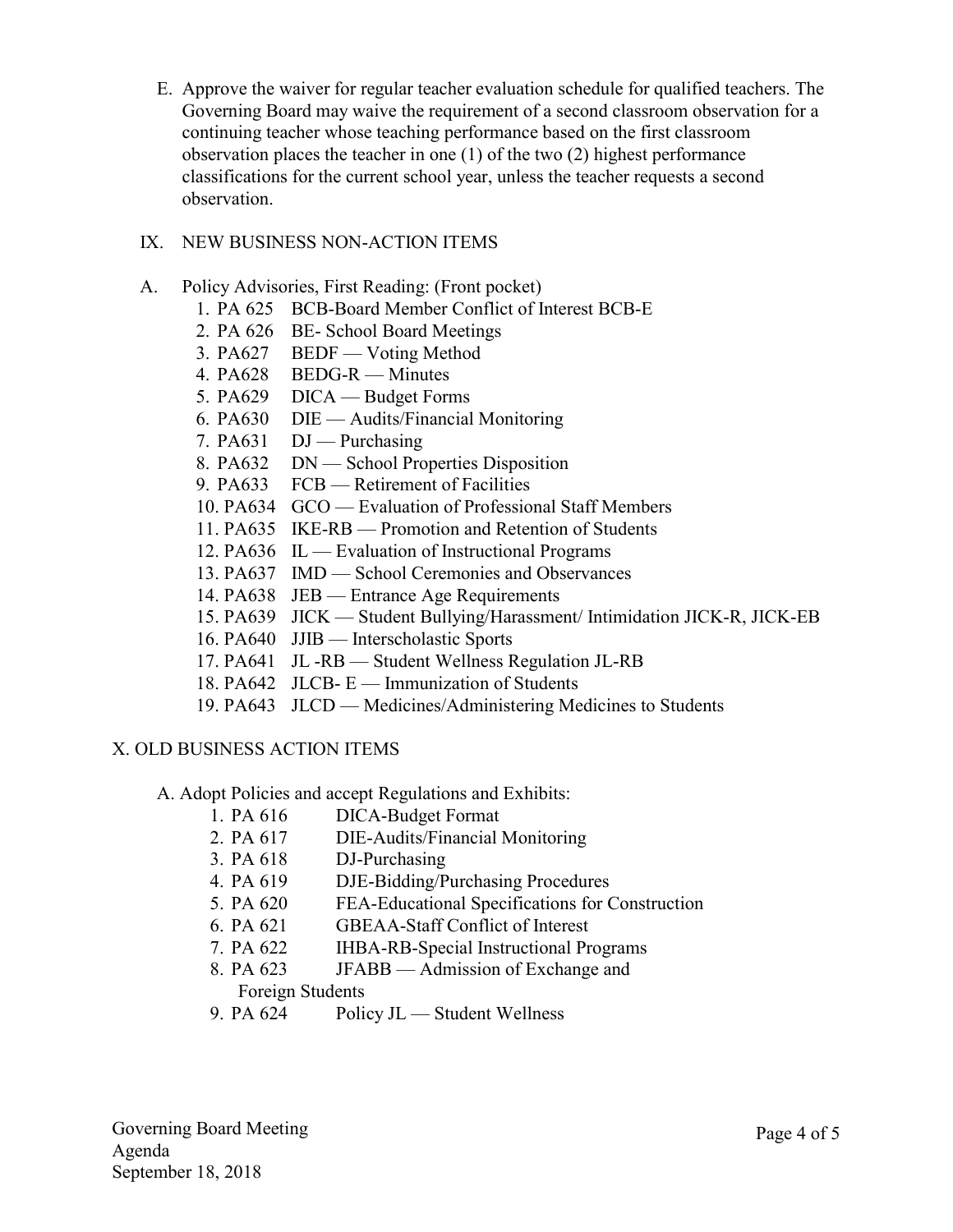E. Approve the waiver for regular teacher evaluation schedule for qualified teachers. The Governing Board may waive the requirement of a second classroom observation for a continuing teacher whose teaching performance based on the first classroom observation places the teacher in one (1) of the two (2) highest performance classifications for the current school year, unless the teacher requests a second observation.

IX. NEW BUSINESS NON-ACTION ITEMS

A. Policy Advisories, First Reading: (Front pocket)

1. PA 625 BCB-Board Member Conflict of Interest BCB-E
2. PA 626 BE- School Board Meetings
3. PA627 BEDF — Voting Method
4. PA628 BEDG-R — Minutes
5. PA629 DICA — Budget Forms
6. PA630 DIE — Audits/Financial Monitoring
7. PA631 DJ — Purchasing
8. PA632 DN — School Properties Disposition
9. PA633 FCB — Retirement of Facilities
10. PA634 GCO — Evaluation of Professional Staff Members
11. PA635 IKE-RB — Promotion and Retention of Students
12. PA636 IL — Evaluation of Instructional Programs
13. PA637 IMD — School Ceremonies and Observances
14. PA638 JEB — Entrance Age Requirements
15. PA639 JICK — Student Bullying/Harassment/ Intimidation JICK-R, JICK-EB
16. PA640 JJIB — Interscholastic Sports
17. PA641 JL -RB — Student Wellness Regulation JL-RB
18. PA642 JLCB- E — Immunization of Students
19. PA643 JLCD — Medicines/Administering Medicines to Students

X. OLD BUSINESS ACTION ITEMS

A. Adopt Policies and accept Regulations and Exhibits:

1. PA 616 DICA-Budget Format
2. PA 617 DIE-Audits/Financial Monitoring
3. PA 618 DJ-Purchasing
4. PA 619 DJE-Bidding/Purchasing Procedures
5. PA 620 FEA-Educational Specifications for Construction
6. PA 621 GBEAA-Staff Conflict of Interest
7. PA 622 IHBA-RB-Special Instructional Programs
8. PA 623 JFABB — Admission of Exchange and Foreign Students
9. PA 624 Policy JL — Student Wellness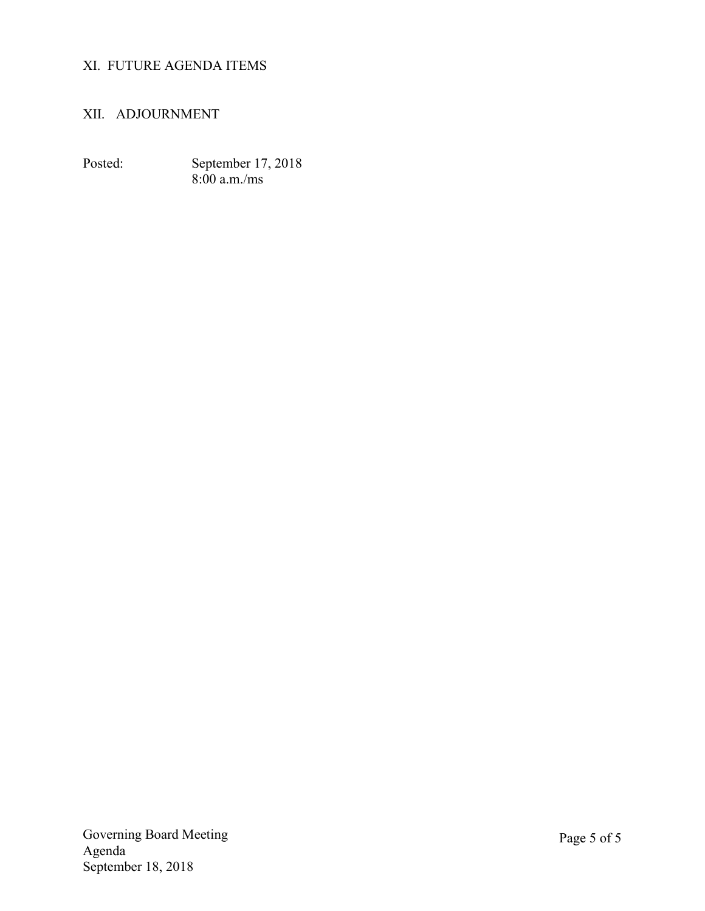## XI. FUTURE AGENDA ITEMS

## XII. ADJOURNMENT

Posted: September 17, 2018
8:00 a.m./ms